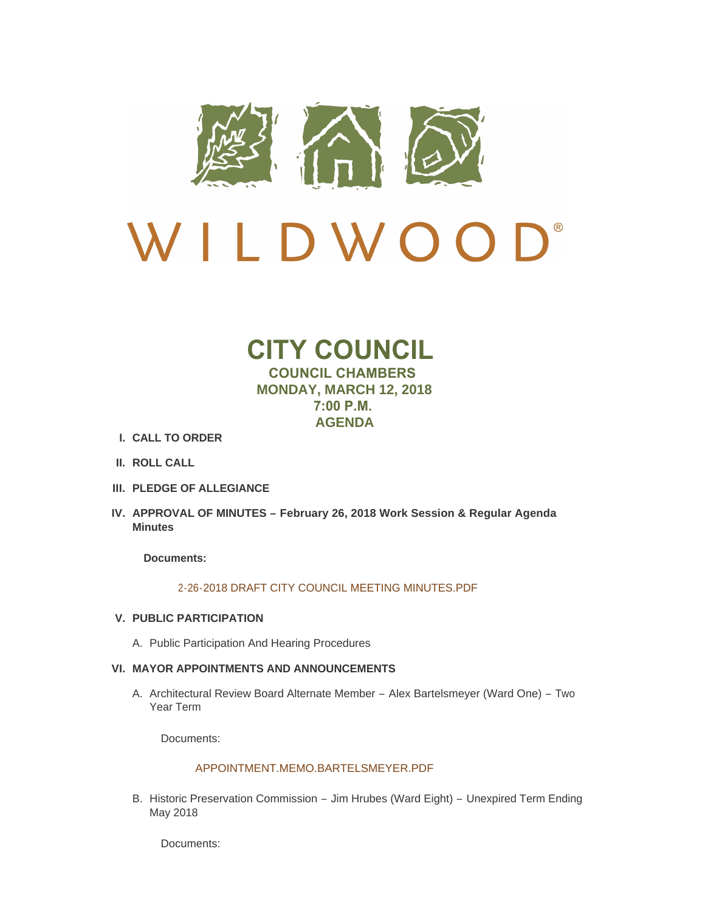WILDWOOD®

# CITY COUNCIL

## COUNCIL CHAMBERS
## MONDAY, MARCH 12, 2018
## 7:00 P.M.
## AGENDA

I. **CALL TO ORDER**

II. **ROLL CALL**

III. **PLEDGE OF ALLEGIANCE**

IV. **APPROVAL OF MINUTES – February 26, 2018 Work Session & Regular Agenda Minutes**

**Documents:**

2-26-2018 DRAFT CITY COUNCIL MEETING MINUTES.PDF

V. **PUBLIC PARTICIPATION**

A. Public Participation And Hearing Procedures

VI. **MAYOR APPOINTMENTS AND ANNOUNCEMENTS**

A. Architectural Review Board Alternate Member – Alex Bartelsmeyer (Ward One) – Two Year Term

Documents:

APPOINTMENT.MEMO.BARTELSMEYER.PDF

B. Historic Preservation Commission – Jim Hrubes (Ward Eight) – Unexpired Term Ending May 2018

Documents: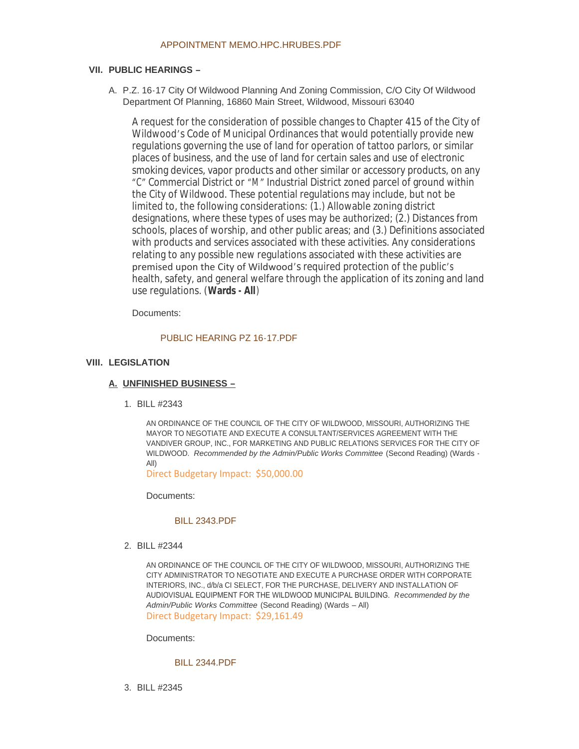APPOINTMENT MEMO.HPC.HRUBES.PDF

## VII. PUBLIC HEARINGS –

A. P.Z. 16-17 City Of Wildwood Planning And Zoning Commission, C/O City Of Wildwood Department Of Planning, 16860 Main Street, Wildwood, Missouri 63040

A request for the consideration of possible changes to Chapter 415 of the City of Wildwood's Code of Municipal Ordinances that would potentially provide new regulations governing the use of land for operation of tattoo parlors, or similar places of business, and the use of land for certain sales and use of electronic smoking devices, vapor products and other similar or accessory products, on any "C" Commercial District or "M" Industrial District zoned parcel of ground within the City of Wildwood. These potential regulations may include, but not be limited to, the following considerations: (1.) Allowable zoning district designations, where these types of uses may be authorized; (2.) Distances from schools, places of worship, and other public areas; and (3.) Definitions associated with products and services associated with these activities. Any considerations relating to any possible new regulations associated with these activities are premised upon the City of Wildwood's required protection of the public's health, safety, and general welfare through the application of its zoning and land use regulations. (**Wards - All**)

Documents:

PUBLIC HEARING PZ 16-17.PDF

## VIII. LEGISLATION

### A. UNFINISHED BUSINESS –

1. BILL #2343

AN ORDINANCE OF THE COUNCIL OF THE CITY OF WILDWOOD, MISSOURI, AUTHORIZING THE MAYOR TO NEGOTIATE AND EXECUTE A CONSULTANT/SERVICES AGREEMENT WITH THE VANDIVER GROUP, INC., FOR MARKETING AND PUBLIC RELATIONS SERVICES FOR THE CITY OF WILDWOOD. *Recommended by the Admin/Public Works Committee* (Second Reading) (Wards - All)
Direct Budgetary Impact: $50,000.00

Documents:

BILL 2343.PDF

2. BILL #2344

AN ORDINANCE OF THE COUNCIL OF THE CITY OF WILDWOOD, MISSOURI, AUTHORIZING THE CITY ADMINISTRATOR TO NEGOTIATE AND EXECUTE A PURCHASE ORDER WITH CORPORATE INTERIORS, INC., d/b/a CI SELECT, FOR THE PURCHASE, DELIVERY AND INSTALLATION OF AUDIOVISUAL EQUIPMENT FOR THE WILDWOOD MUNICIPAL BUILDING. *Recommended by the Admin/Public Works Committee* (Second Reading) (Wards – All)
Direct Budgetary Impact: $29,161.49

Documents:

BILL 2344.PDF

3. BILL #2345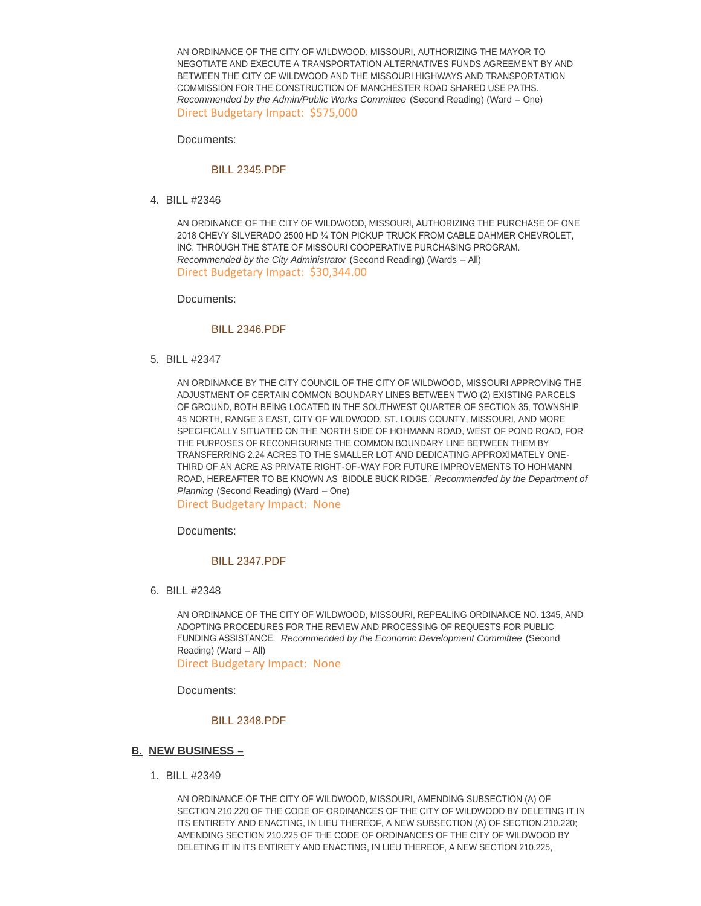AN ORDINANCE OF THE CITY OF WILDWOOD, MISSOURI, AUTHORIZING THE MAYOR TO NEGOTIATE AND EXECUTE A TRANSPORTATION ALTERNATIVES FUNDS AGREEMENT BY AND BETWEEN THE CITY OF WILDWOOD AND THE MISSOURI HIGHWAYS AND TRANSPORTATION COMMISSION FOR THE CONSTRUCTION OF MANCHESTER ROAD SHARED USE PATHS. *Recommended by the Admin/Public Works Committee* (Second Reading) (Ward – One)
Direct Budgetary Impact: $575,000

Documents:

BILL 2345.PDF

4. BILL #2346

AN ORDINANCE OF THE CITY OF WILDWOOD, MISSOURI, AUTHORIZING THE PURCHASE OF ONE 2018 CHEVY SILVERADO 2500 HD ¾ TON PICKUP TRUCK FROM CABLE DAHMER CHEVROLET, INC. THROUGH THE STATE OF MISSOURI COOPERATIVE PURCHASING PROGRAM. *Recommended by the City Administrator* (Second Reading) (Wards – All)
Direct Budgetary Impact: $30,344.00

Documents:

BILL 2346.PDF

5. BILL #2347

AN ORDINANCE BY THE CITY COUNCIL OF THE CITY OF WILDWOOD, MISSOURI APPROVING THE ADJUSTMENT OF CERTAIN COMMON BOUNDARY LINES BETWEEN TWO (2) EXISTING PARCELS OF GROUND, BOTH BEING LOCATED IN THE SOUTHWEST QUARTER OF SECTION 35, TOWNSHIP 45 NORTH, RANGE 3 EAST, CITY OF WILDWOOD, ST. LOUIS COUNTY, MISSOURI, AND MORE SPECIFICALLY SITUATED ON THE NORTH SIDE OF HOHMANN ROAD, WEST OF POND ROAD, FOR THE PURPOSES OF RECONFIGURING THE COMMON BOUNDARY LINE BETWEEN THEM BY TRANSFERRING 2.24 ACRES TO THE SMALLER LOT AND DEDICATING APPROXIMATELY ONE-THIRD OF AN ACRE AS PRIVATE RIGHT-OF-WAY FOR FUTURE IMPROVEMENTS TO HOHMANN ROAD, HEREAFTER TO BE KNOWN AS 'BIDDLE BUCK RIDGE.' *Recommended by the Department of Planning* (Second Reading) (Ward – One)
Direct Budgetary Impact: None

Documents:

BILL 2347.PDF

6. BILL #2348

AN ORDINANCE OF THE CITY OF WILDWOOD, MISSOURI, REPEALING ORDINANCE NO. 1345, AND ADOPTING PROCEDURES FOR THE REVIEW AND PROCESSING OF REQUESTS FOR PUBLIC FUNDING ASSISTANCE. *Recommended by the Economic Development Committee* (Second Reading) (Ward – All)
Direct Budgetary Impact: None

Documents:

BILL 2348.PDF

## B. NEW BUSINESS –

1. BILL #2349

AN ORDINANCE OF THE CITY OF WILDWOOD, MISSOURI, AMENDING SUBSECTION (A) OF SECTION 210.220 OF THE CODE OF ORDINANCES OF THE CITY OF WILDWOOD BY DELETING IT IN ITS ENTIRETY AND ENACTING, IN LIEU THEREOF, A NEW SUBSECTION (A) OF SECTION 210.220; AMENDING SECTION 210.225 OF THE CODE OF ORDINANCES OF THE CITY OF WILDWOOD BY DELETING IT IN ITS ENTIRETY AND ENACTING, IN LIEU THEREOF, A NEW SECTION 210.225,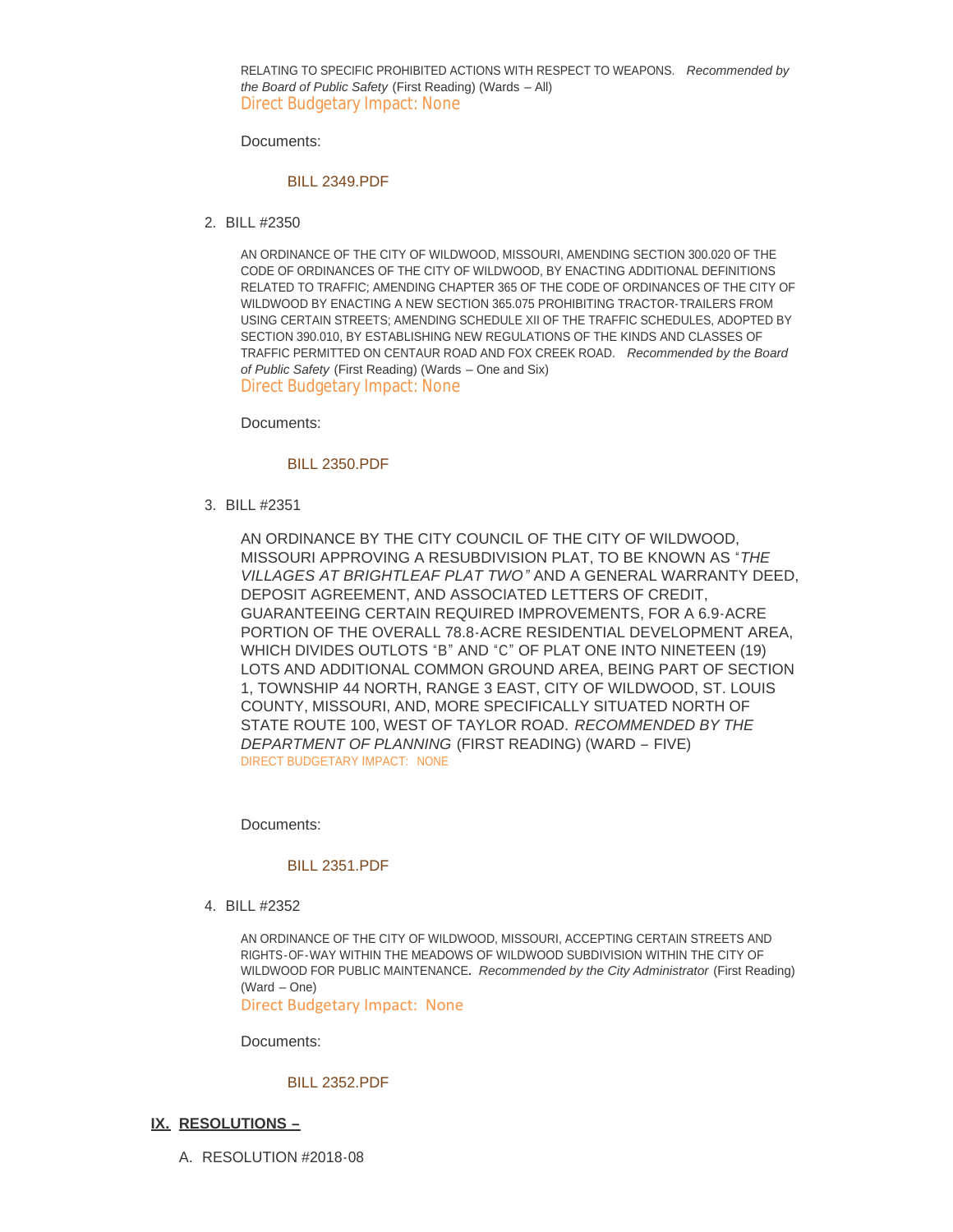RELATING TO SPECIFIC PROHIBITED ACTIONS WITH RESPECT TO WEAPONS. *Recommended by the Board of Public Safety* (First Reading) (Wards – All)
Direct Budgetary Impact: None

Documents:

BILL 2349.PDF

2. BILL #2350

AN ORDINANCE OF THE CITY OF WILDWOOD, MISSOURI, AMENDING SECTION 300.020 OF THE CODE OF ORDINANCES OF THE CITY OF WILDWOOD, BY ENACTING ADDITIONAL DEFINITIONS RELATED TO TRAFFIC; AMENDING CHAPTER 365 OF THE CODE OF ORDINANCES OF THE CITY OF WILDWOOD BY ENACTING A NEW SECTION 365.075 PROHIBITING TRACTOR-TRAILERS FROM USING CERTAIN STREETS; AMENDING SCHEDULE XII OF THE TRAFFIC SCHEDULES, ADOPTED BY SECTION 390.010, BY ESTABLISHING NEW REGULATIONS OF THE KINDS AND CLASSES OF TRAFFIC PERMITTED ON CENTAUR ROAD AND FOX CREEK ROAD. *Recommended by the Board of Public Safety* (First Reading) (Wards – One and Six)
Direct Budgetary Impact: None

Documents:

BILL 2350.PDF

3. BILL #2351

AN ORDINANCE BY THE CITY COUNCIL OF THE CITY OF WILDWOOD, MISSOURI APPROVING A RESUBDIVISION PLAT, TO BE KNOWN AS "*THE VILLAGES AT BRIGHTLEAF PLAT TWO"* AND A GENERAL WARRANTY DEED, DEPOSIT AGREEMENT, AND ASSOCIATED LETTERS OF CREDIT, GUARANTEEING CERTAIN REQUIRED IMPROVEMENTS, FOR A 6.9-ACRE PORTION OF THE OVERALL 78.8-ACRE RESIDENTIAL DEVELOPMENT AREA, WHICH DIVIDES OUTLOTS "B" AND "C" OF PLAT ONE INTO NINETEEN (19) LOTS AND ADDITIONAL COMMON GROUND AREA, BEING PART OF SECTION 1, TOWNSHIP 44 NORTH, RANGE 3 EAST, CITY OF WILDWOOD, ST. LOUIS COUNTY, MISSOURI, AND, MORE SPECIFICALLY SITUATED NORTH OF STATE ROUTE 100, WEST OF TAYLOR ROAD. *RECOMMENDED BY THE DEPARTMENT OF PLANNING* (FIRST READING) (WARD – FIVE)
DIRECT BUDGETARY IMPACT: NONE

Documents:

BILL 2351.PDF

4. BILL #2352

AN ORDINANCE OF THE CITY OF WILDWOOD, MISSOURI, ACCEPTING CERTAIN STREETS AND RIGHTS-OF-WAY WITHIN THE MEADOWS OF WILDWOOD SUBDIVISION WITHIN THE CITY OF WILDWOOD FOR PUBLIC MAINTENANCE**.** *Recommended by the City Administrator* (First Reading) (Ward – One)
Direct Budgetary Impact: None

Documents:

BILL 2352.PDF

## IX. RESOLUTIONS –

A. RESOLUTION #2018-08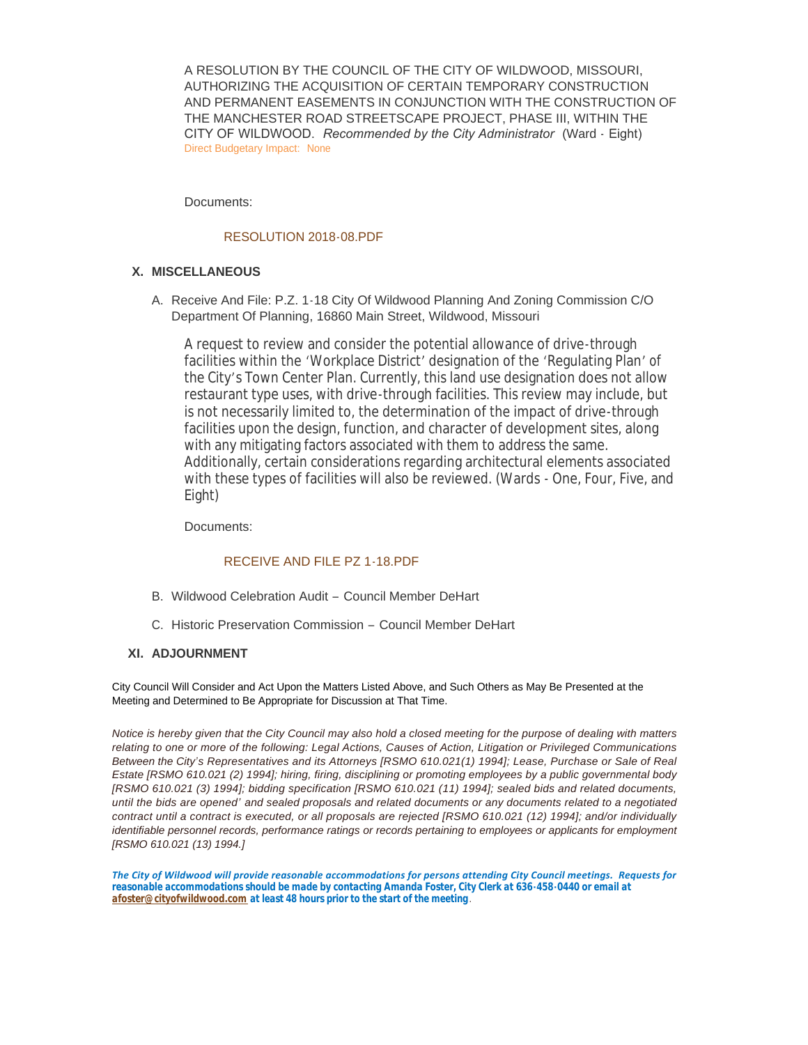A RESOLUTION BY THE COUNCIL OF THE CITY OF WILDWOOD, MISSOURI, AUTHORIZING THE ACQUISITION OF CERTAIN TEMPORARY CONSTRUCTION AND PERMANENT EASEMENTS IN CONJUNCTION WITH THE CONSTRUCTION OF THE MANCHESTER ROAD STREETSCAPE PROJECT, PHASE III, WITHIN THE CITY OF WILDWOOD. *Recommended by the City Administrator* (Ward - Eight)

Direct Budgetary Impact: None

Documents:

RESOLUTION 2018-08.PDF

## X. MISCELLANEOUS

A. Receive And File: P.Z. 1-18 City Of Wildwood Planning And Zoning Commission C/O Department Of Planning, 16860 Main Street, Wildwood, Missouri

A request to review and consider the potential allowance of drive-through facilities within the 'Workplace District' designation of the 'Regulating Plan' of the City's Town Center Plan. Currently, this land use designation does not allow restaurant type uses, with drive-through facilities. This review may include, but is not necessarily limited to, the determination of the impact of drive-through facilities upon the design, function, and character of development sites, along with any mitigating factors associated with them to address the same. Additionally, certain considerations regarding architectural elements associated with these types of facilities will also be reviewed. (Wards - One, Four, Five, and Eight)

Documents:

RECEIVE AND FILE PZ 1-18.PDF

B. Wildwood Celebration Audit – Council Member DeHart

C. Historic Preservation Commission – Council Member DeHart

## XI. ADJOURNMENT

City Council Will Consider and Act Upon the Matters Listed Above, and Such Others as May Be Presented at the Meeting and Determined to Be Appropriate for Discussion at That Time.

*Notice is hereby given that the City Council may also hold a closed meeting for the purpose of dealing with matters relating to one or more of the following: Legal Actions, Causes of Action, Litigation or Privileged Communications Between the City's Representatives and its Attorneys [RSMO 610.021(1) 1994]; Lease, Purchase or Sale of Real Estate [RSMO 610.021 (2) 1994]; hiring, firing, disciplining or promoting employees by a public governmental body [RSMO 610.021 (3) 1994]; bidding specification [RSMO 610.021 (11) 1994]; sealed bids and related documents, until the bids are opened' and sealed proposals and related documents or any documents related to a negotiated contract until a contract is executed, or all proposals are rejected [RSMO 610.021 (12) 1994]; and/or individually identifiable personnel records, performance ratings or records pertaining to employees or applicants for employment [RSMO 610.021 (13) 1994.]*

***The City of Wildwood will provide reasonable accommodations for persons attending City Council meetings. Requests for* reasonable accommodations should be made by contacting Amanda Foster, City Clerk at 636-458-0440 or email at afoster@cityofwildwood.com at least 48 hours prior to the start of the meeting**.